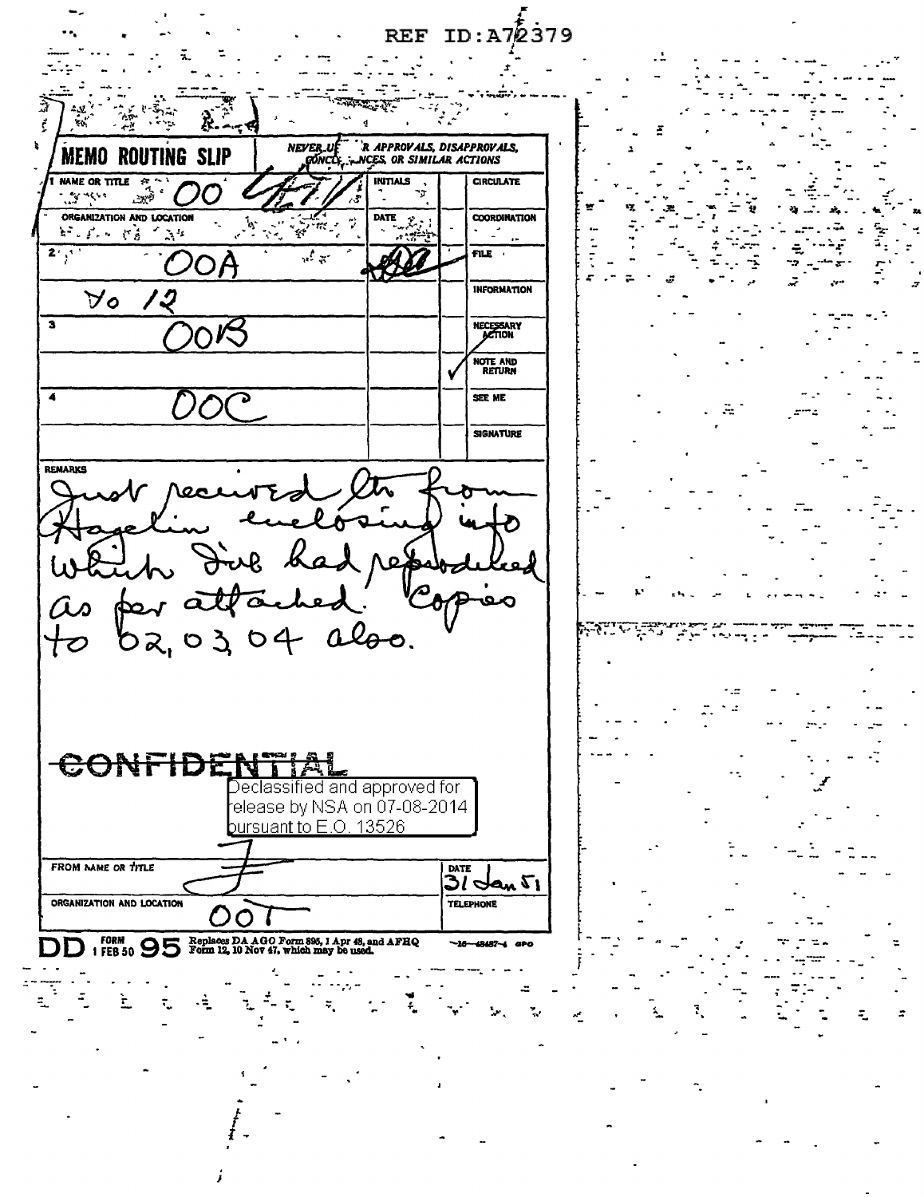REF ID:A72379

**MEMO ROUTING SLIP**

NEVER USE FOR APPROVALS, DISAPPROVALS, CONCURRENCES, OR SIMILAR ACTIONS

| NAME OR TITLE | INITIALS | | |
|---|---|---|---|
| 1 OO | | | CIRCULATE |
| ORGANIZATION AND LOCATION | DATE | | COORDINATION |
| 2 OOA | | | FILE |
| To 12 | | | INFORMATION |
| 3 OOB | | | NECESSARY ACTION |
| | | ✓ | NOTE AND RETURN |
| 4 OOC | | | SEE ME |
| | | | SIGNATURE |

REMARKS

Just received ltr from Hagelin enclosing info which Dick had reproduced as per attached. Copies to 02, 03, 04 also.

~~CONFIDENTIAL~~

Declassified and approved for release by NSA on 07-08-2014 pursuant to E.O. 13526

| FROM NAME OR TITLE | DATE |
|---|---|
| | 31 Jan 51 |
| ORGANIZATION AND LOCATION | TELEPHONE |
| OOT | |

DD FORM 1 FEB 50 95 Replaces DA AGO Form 895, 1 Apr 48, and AFHQ Form 12, 10 Nov 47, which may be used.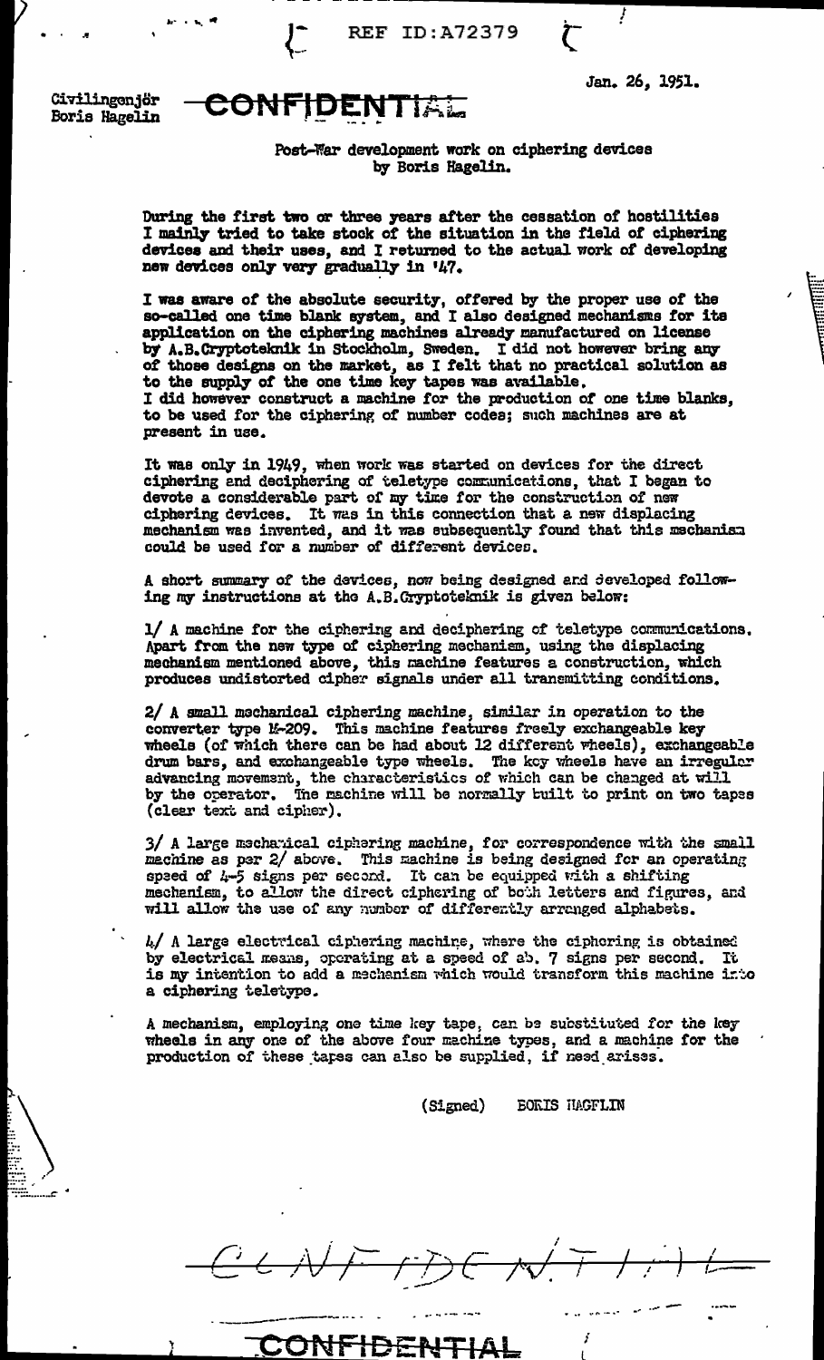REF ID:A72379

Jan. 26, 1951.

Civilingenjör
Boris Hagelin

**CONFIDENTIAL**

Post-War development work on ciphering devices
by Boris Hagelin.

During the first two or three years after the cessation of hostilities I mainly tried to take stock of the situation in the field of ciphering devices and their uses, and I returned to the actual work of developing new devices only very gradually in '47.

I was aware of the absolute security, offered by the proper use of the so-called one time blank system, and I also designed mechanisms for its application on the ciphering machines already manufactured on license by A.B.Cryptoteknik in Stockholm, Sweden. I did not however bring any of those designs on the market, as I felt that no practical solution as to the supply of the one time key tapes was available.
I did however construct a machine for the production of one time blanks, to be used for the ciphering of number codes; such machines are at present in use.

It was only in 1949, when work was started on devices for the direct ciphering and deciphering of teletype communications, that I began to devote a considerable part of my time for the construction of new ciphering devices. It was in this connection that a new displacing mechanism was invented, and it was subsequently found that this mechanism could be used for a number of different devices.

A short summary of the devices, now being designed and developed following my instructions at the A.B.Cryptoteknik is given below:

1/ A machine for the ciphering and deciphering of teletype communications. Apart from the new type of ciphering mechanism, using the displacing mechanism mentioned above, this machine features a construction, which produces undistorted cipher signals under all transmitting conditions.

2/ A small mechanical ciphering machine, similar in operation to the converter type M-209. This machine features freely exchangeable key wheels (of which there can be had about 12 different wheels), exchangeable drum bars, and exchangeable type wheels. The key wheels have an irregular advancing movement, the characteristics of which can be changed at will by the operator. The machine will be normally built to print on two tapes (clear text and cipher).

3/ A large mechanical ciphering machine, for correspondence with the small machine as per 2/ above. This machine is being designed for an operating speed of 4-5 signs per second. It can be equipped with a shifting mechanism, to allow the direct ciphering of both letters and figures, and will allow the use of any number of differently arranged alphabets.

4/ A large electrical ciphering machine, where the ciphering is obtained by electrical means, operating at a speed of ab. 7 signs per second. It is my intention to add a mechanism which would transform this machine into a ciphering teletype.

A mechanism, employing one time key tape, can be substituted for the key wheels in any one of the above four machine types, and a machine for the production of these tapes can also be supplied, if need arises.

(Signed) BORIS HAGELIN

CONFIDENTIAL

**CONFIDENTIAL**